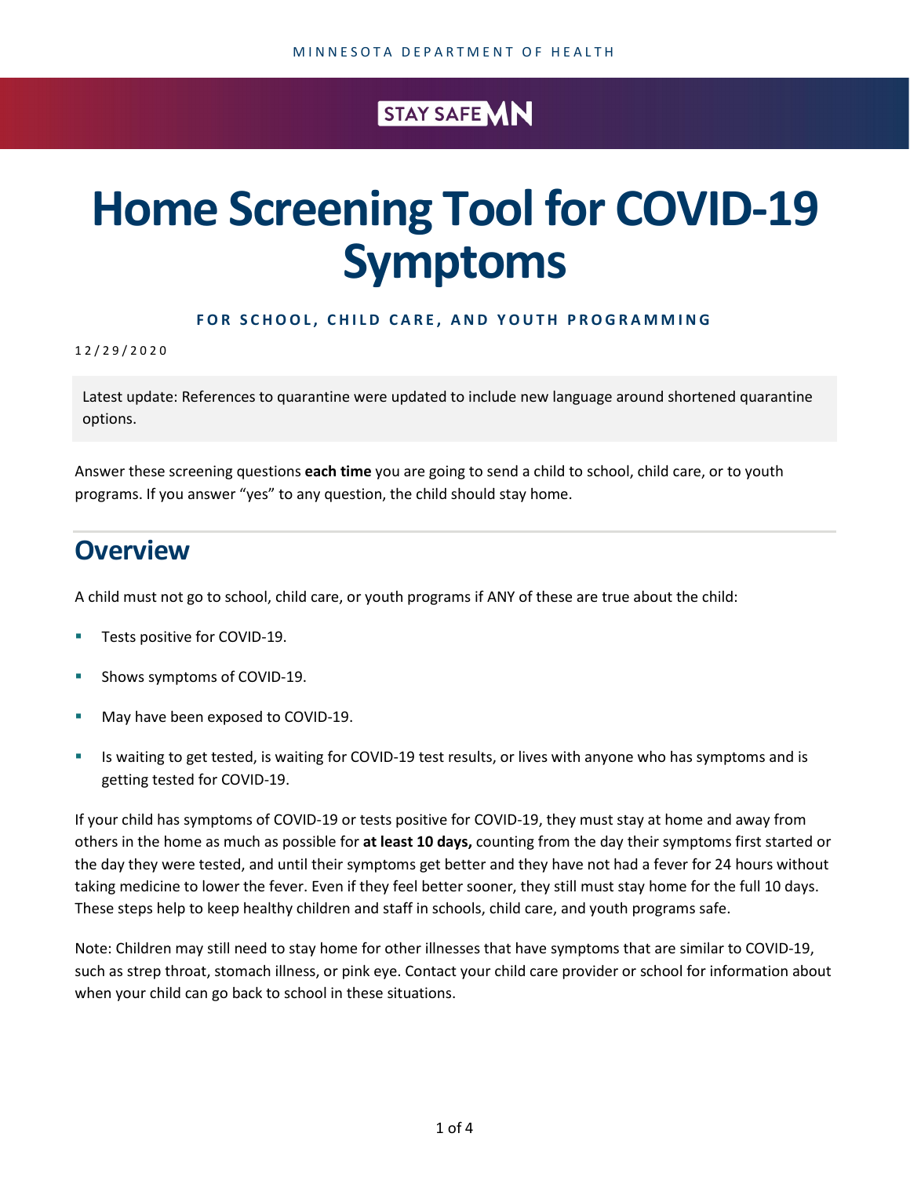MINNESOTA DEPARTMENT OF HEALTH

STAY SAFE MN

# Home Screening Tool for COVID-19 Symptoms

**FOR SCHOOL, CHILD CARE, AND YOUTH PROGRAMMING**

12/29/2020

Latest update: References to quarantine were updated to include new language around shortened quarantine options.

Answer these screening questions **each time** you are going to send a child to school, child care, or to youth programs. If you answer "yes" to any question, the child should stay home.

## Overview

A child must not go to school, child care, or youth programs if ANY of these are true about the child:

- Tests positive for COVID-19.
- Shows symptoms of COVID-19.
- May have been exposed to COVID-19.
- Is waiting to get tested, is waiting for COVID-19 test results, or lives with anyone who has symptoms and is getting tested for COVID-19.

If your child has symptoms of COVID-19 or tests positive for COVID-19, they must stay at home and away from others in the home as much as possible for **at least 10 days,** counting from the day their symptoms first started or the day they were tested, and until their symptoms get better and they have not had a fever for 24 hours without taking medicine to lower the fever. Even if they feel better sooner, they still must stay home for the full 10 days. These steps help to keep healthy children and staff in schools, child care, and youth programs safe.

Note: Children may still need to stay home for other illnesses that have symptoms that are similar to COVID-19, such as strep throat, stomach illness, or pink eye. Contact your child care provider or school for information about when your child can go back to school in these situations.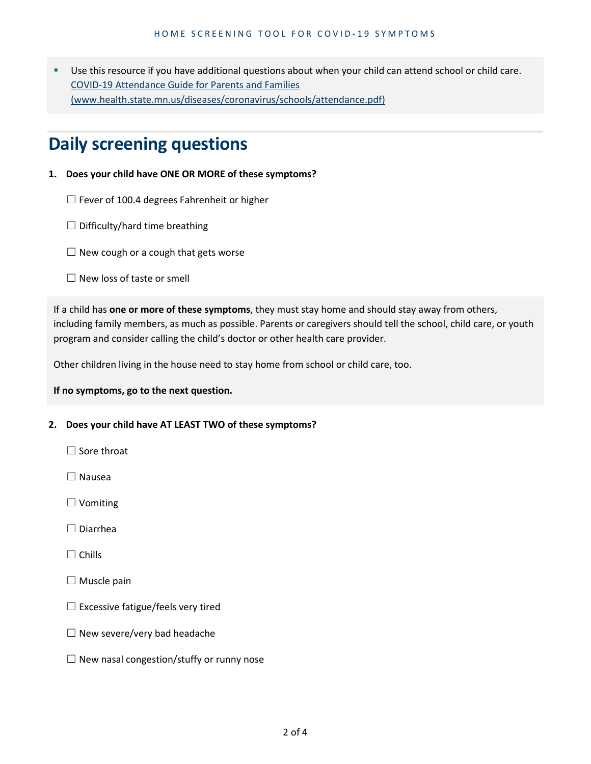- Use this resource if you have additional questions about when your child can attend school or child care. [COVID-19 Attendance Guide for Parents and Families (www.health.state.mn.us/diseases/coronavirus/schools/attendance.pdf)](www.health.state.mn.us/diseases/coronavirus/schools/attendance.pdf)

## Daily screening questions

**1. Does your child have ONE OR MORE of these symptoms?**

☐ Fever of 100.4 degrees Fahrenheit or higher

☐ Difficulty/hard time breathing

☐ New cough or a cough that gets worse

☐ New loss of taste or smell

If a child has **one or more of these symptoms**, they must stay home and should stay away from others, including family members, as much as possible. Parents or caregivers should tell the school, child care, or youth program and consider calling the child's doctor or other health care provider.

Other children living in the house need to stay home from school or child care, too.

**If no symptoms, go to the next question.**

**2. Does your child have AT LEAST TWO of these symptoms?**

☐ Sore throat

☐ Nausea

☐ Vomiting

☐ Diarrhea

☐ Chills

☐ Muscle pain

☐ Excessive fatigue/feels very tired

☐ New severe/very bad headache

☐ New nasal congestion/stuffy or runny nose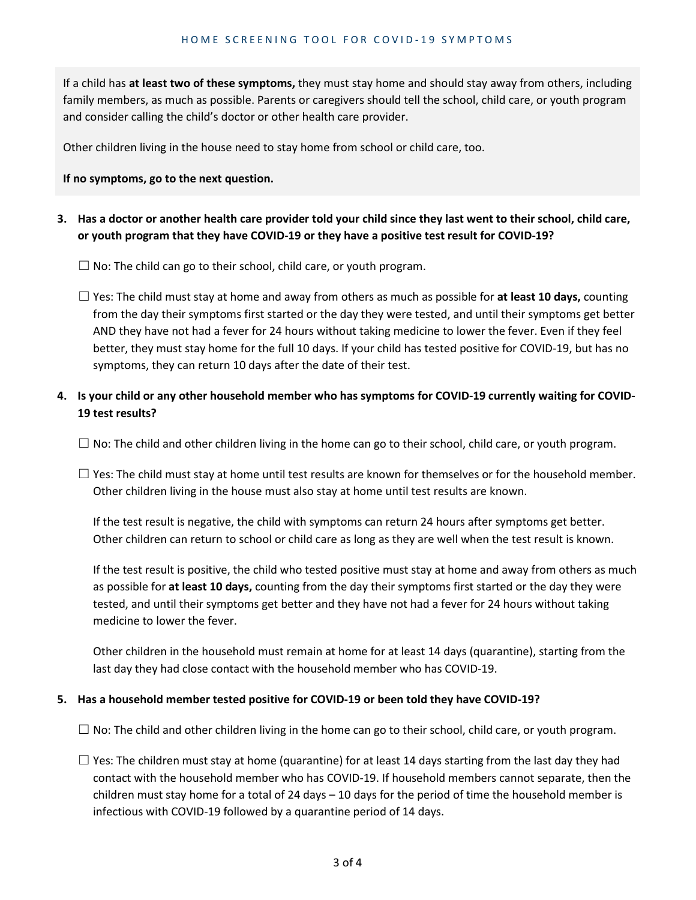If a child has **at least two of these symptoms,** they must stay home and should stay away from others, including family members, as much as possible. Parents or caregivers should tell the school, child care, or youth program and consider calling the child's doctor or other health care provider.

Other children living in the house need to stay home from school or child care, too.

**If no symptoms, go to the next question.**

3. **Has a doctor or another health care provider told your child since they last went to their school, child care, or youth program that they have COVID-19 or they have a positive test result for COVID-19?**

   ☐ No: The child can go to their school, child care, or youth program.

   ☐ Yes: The child must stay at home and away from others as much as possible for **at least 10 days,** counting from the day their symptoms first started or the day they were tested, and until their symptoms get better AND they have not had a fever for 24 hours without taking medicine to lower the fever. Even if they feel better, they must stay home for the full 10 days. If your child has tested positive for COVID-19, but has no symptoms, they can return 10 days after the date of their test.

4. **Is your child or any other household member who has symptoms for COVID-19 currently waiting for COVID-19 test results?**

   ☐ No: The child and other children living in the home can go to their school, child care, or youth program.

   ☐ Yes: The child must stay at home until test results are known for themselves or for the household member. Other children living in the house must also stay at home until test results are known.

   If the test result is negative, the child with symptoms can return 24 hours after symptoms get better. Other children can return to school or child care as long as they are well when the test result is known.

   If the test result is positive, the child who tested positive must stay at home and away from others as much as possible for **at least 10 days,** counting from the day their symptoms first started or the day they were tested, and until their symptoms get better and they have not had a fever for 24 hours without taking medicine to lower the fever.

   Other children in the household must remain at home for at least 14 days (quarantine), starting from the last day they had close contact with the household member who has COVID-19.

5. **Has a household member tested positive for COVID-19 or been told they have COVID-19?**

   ☐ No: The child and other children living in the home can go to their school, child care, or youth program.

   ☐ Yes: The children must stay at home (quarantine) for at least 14 days starting from the last day they had contact with the household member who has COVID-19. If household members cannot separate, then the children must stay home for a total of 24 days – 10 days for the period of time the household member is infectious with COVID-19 followed by a quarantine period of 14 days.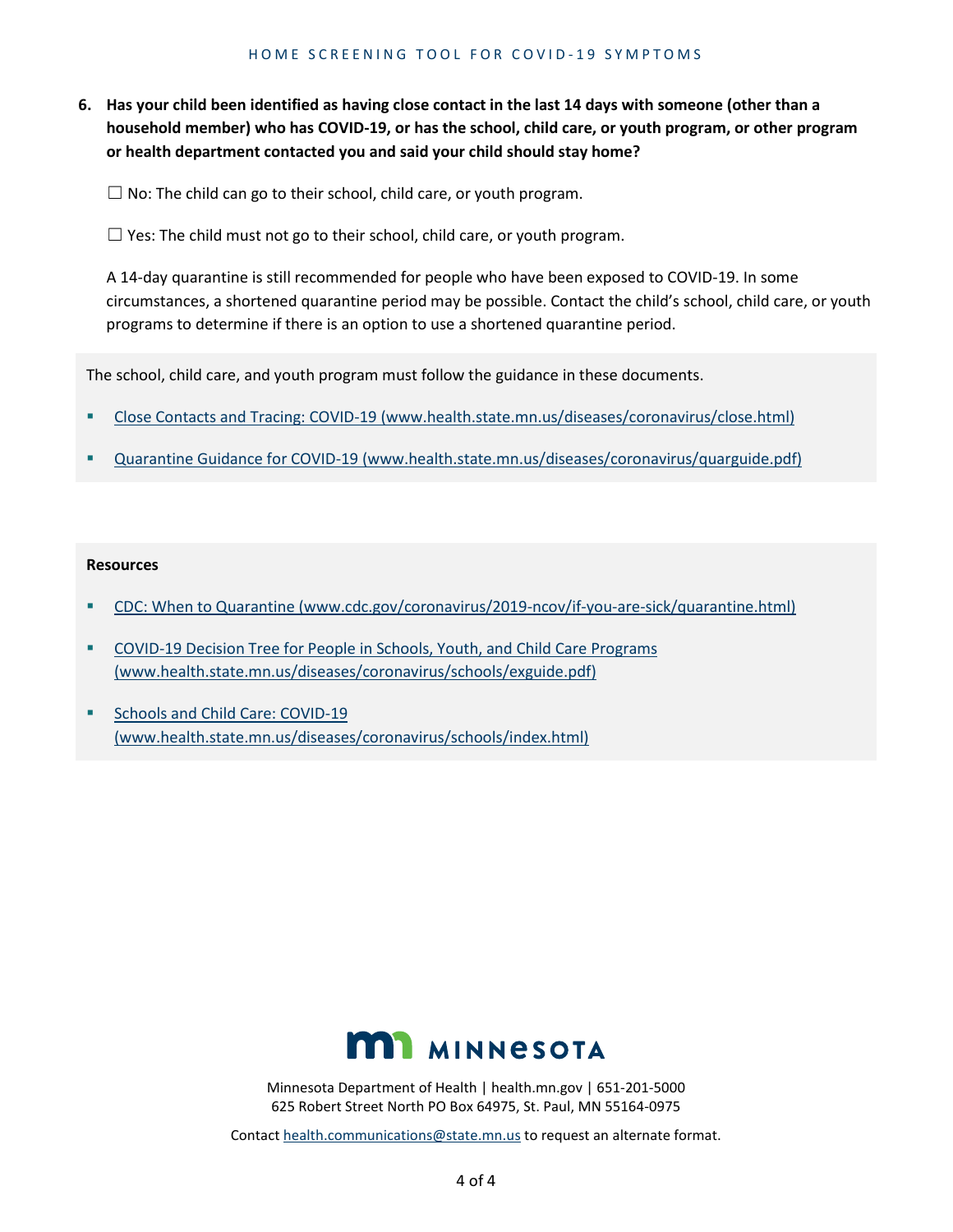**6. Has your child been identified as having close contact in the last 14 days with someone (other than a household member) who has COVID-19, or has the school, child care, or youth program, or other program or health department contacted you and said your child should stay home?**

☐ No: The child can go to their school, child care, or youth program.

☐ Yes: The child must not go to their school, child care, or youth program.

A 14-day quarantine is still recommended for people who have been exposed to COVID-19. In some circumstances, a shortened quarantine period may be possible. Contact the child's school, child care, or youth programs to determine if there is an option to use a shortened quarantine period.

The school, child care, and youth program must follow the guidance in these documents.

- Close Contacts and Tracing: COVID-19 (www.health.state.mn.us/diseases/coronavirus/close.html)
- Quarantine Guidance for COVID-19 (www.health.state.mn.us/diseases/coronavirus/quarguide.pdf)

**Resources**

- CDC: When to Quarantine (www.cdc.gov/coronavirus/2019-ncov/if-you-are-sick/quarantine.html)
- COVID-19 Decision Tree for People in Schools, Youth, and Child Care Programs (www.health.state.mn.us/diseases/coronavirus/schools/exguide.pdf)
- Schools and Child Care: COVID-19 (www.health.state.mn.us/diseases/coronavirus/schools/index.html)

MINNESOTA

Minnesota Department of Health | health.mn.gov | 651-201-5000
625 Robert Street North PO Box 64975, St. Paul, MN 55164-0975

Contact health.communications@state.mn.us to request an alternate format.